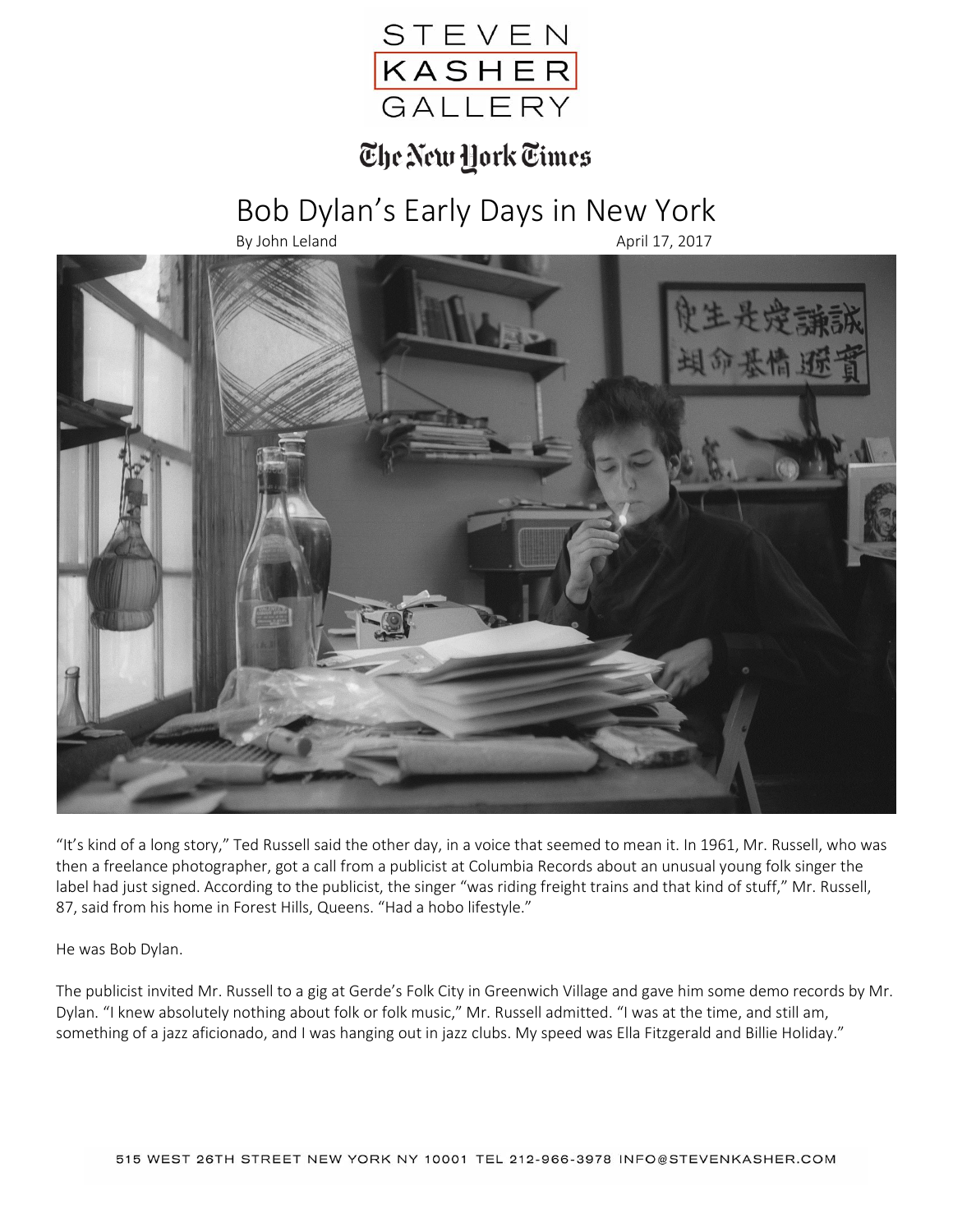STEVEN KASHER GALLERY

The New York Times

# Bob Dylan's Early Days in New York

By John Leland April 17, 2017

"It's kind of a long story," Ted Russell said the other day, in a voice that seemed to mean it. In 1961, Mr. Russell, who was then a freelance photographer, got a call from a publicist at Columbia Records about an unusual young folk singer the label had just signed. According to the publicist, the singer "was riding freight trains and that kind of stuff," Mr. Russell, 87, said from his home in Forest Hills, Queens. "Had a hobo lifestyle."

He was Bob Dylan.

The publicist invited Mr. Russell to a gig at Gerde's Folk City in Greenwich Village and gave him some demo records by Mr. Dylan. "I knew absolutely nothing about folk or folk music," Mr. Russell admitted. "I was at the time, and still am, something of a jazz aficionado, and I was hanging out in jazz clubs. My speed was Ella Fitzgerald and Billie Holiday."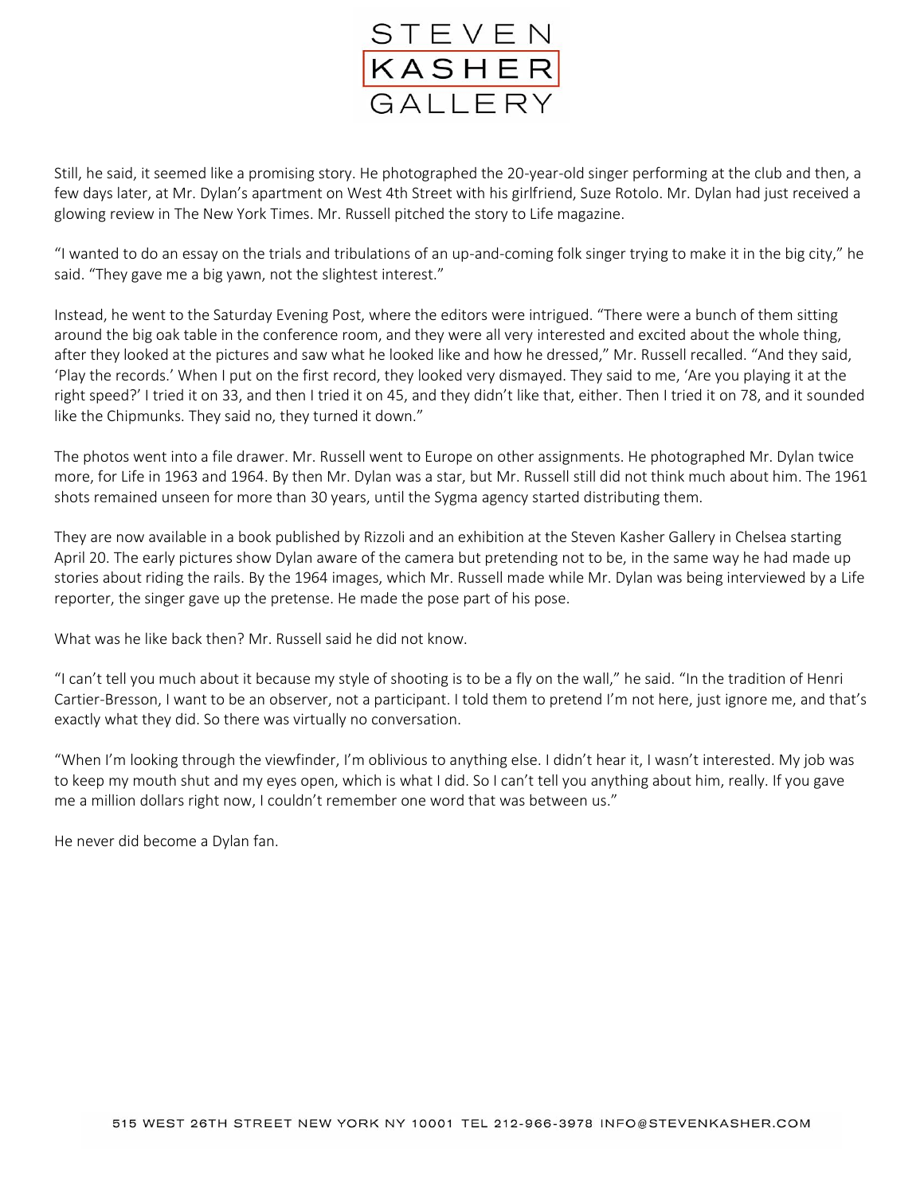Still, he said, it seemed like a promising story. He photographed the 20-year-old singer performing at the club and then, a few days later, at Mr. Dylan's apartment on West 4th Street with his girlfriend, Suze Rotolo. Mr. Dylan had just received a glowing review in The New York Times. Mr. Russell pitched the story to Life magazine.

"I wanted to do an essay on the trials and tribulations of an up-and-coming folk singer trying to make it in the big city," he said. "They gave me a big yawn, not the slightest interest."

Instead, he went to the Saturday Evening Post, where the editors were intrigued. "There were a bunch of them sitting around the big oak table in the conference room, and they were all very interested and excited about the whole thing, after they looked at the pictures and saw what he looked like and how he dressed," Mr. Russell recalled. "And they said, 'Play the records.' When I put on the first record, they looked very dismayed. They said to me, 'Are you playing it at the right speed?' I tried it on 33, and then I tried it on 45, and they didn't like that, either. Then I tried it on 78, and it sounded like the Chipmunks. They said no, they turned it down."

The photos went into a file drawer. Mr. Russell went to Europe on other assignments. He photographed Mr. Dylan twice more, for Life in 1963 and 1964. By then Mr. Dylan was a star, but Mr. Russell still did not think much about him. The 1961 shots remained unseen for more than 30 years, until the Sygma agency started distributing them.

They are now available in a book published by Rizzoli and an exhibition at the Steven Kasher Gallery in Chelsea starting April 20. The early pictures show Dylan aware of the camera but pretending not to be, in the same way he had made up stories about riding the rails. By the 1964 images, which Mr. Russell made while Mr. Dylan was being interviewed by a Life reporter, the singer gave up the pretense. He made the pose part of his pose.

What was he like back then? Mr. Russell said he did not know.

"I can't tell you much about it because my style of shooting is to be a fly on the wall," he said. "In the tradition of Henri Cartier-Bresson, I want to be an observer, not a participant. I told them to pretend I'm not here, just ignore me, and that's exactly what they did. So there was virtually no conversation.

"When I'm looking through the viewfinder, I'm oblivious to anything else. I didn't hear it, I wasn't interested. My job was to keep my mouth shut and my eyes open, which is what I did. So I can't tell you anything about him, really. If you gave me a million dollars right now, I couldn't remember one word that was between us."

He never did become a Dylan fan.